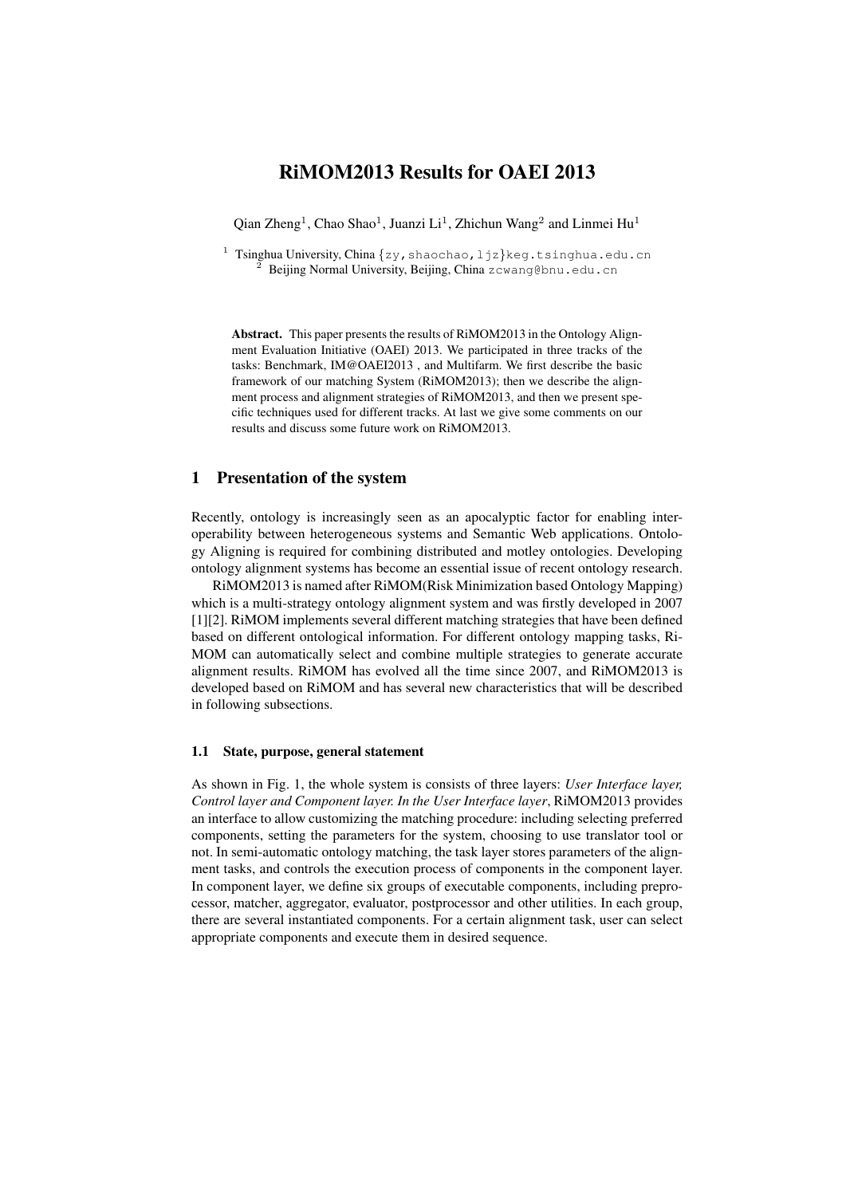# RiMOM2013 Results for OAEI 2013

Qian Zheng[1], Chao Shao[1], Juanzi Li[1], Zhichun Wang[2] and Linmei Hu[1]

[1] Tsinghua University, China {zy, shaochao, ljz}keg.tsinghua.edu.cn
[2] Beijing Normal University, Beijing, China zcwang@bnu.edu.cn

**Abstract.** This paper presents the results of RiMOM2013 in the Ontology Alignment Evaluation Initiative (OAEI) 2013. We participated in three tracks of the tasks: Benchmark, IM@OAEI2013 , and Multifarm. We first describe the basic framework of our matching System (RiMOM2013); then we describe the alignment process and alignment strategies of RiMOM2013, and then we present specific techniques used for different tracks. At last we give some comments on our results and discuss some future work on RiMOM2013.

## 1 Presentation of the system

Recently, ontology is increasingly seen as an apocalyptic factor for enabling interoperability between heterogeneous systems and Semantic Web applications. Ontology Aligning is required for combining distributed and motley ontologies. Developing ontology alignment systems has become an essential issue of recent ontology research.

RiMOM2013 is named after RiMOM(Risk Minimization based Ontology Mapping) which is a multi-strategy ontology alignment system and was firstly developed in 2007 [1][2]. RiMOM implements several different matching strategies that have been defined based on different ontological information. For different ontology mapping tasks, RiMOM can automatically select and combine multiple strategies to generate accurate alignment results. RiMOM has evolved all the time since 2007, and RiMOM2013 is developed based on RiMOM and has several new characteristics that will be described in following subsections.

### 1.1 State, purpose, general statement

As shown in Fig. 1, the whole system is consists of three layers: *User Interface layer, Control layer and Component layer. In the User Interface layer*, RiMOM2013 provides an interface to allow customizing the matching procedure: including selecting preferred components, setting the parameters for the system, choosing to use translator tool or not. In semi-automatic ontology matching, the task layer stores parameters of the alignment tasks, and controls the execution process of components in the component layer. In component layer, we define six groups of executable components, including preprocessor, matcher, aggregator, evaluator, postprocessor and other utilities. In each group, there are several instantiated components. For a certain alignment task, user can select appropriate components and execute them in desired sequence.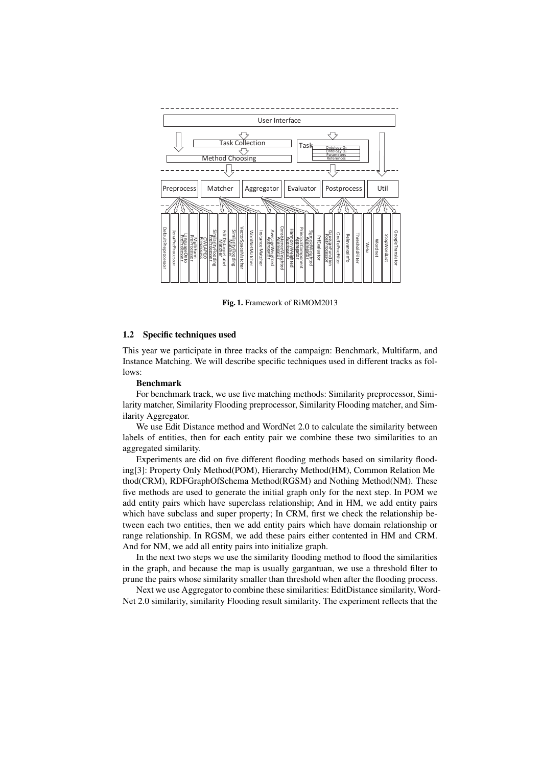Fig. 1. Framework of RiMOM2013

### 1.2 Specific techniques used

This year we participate in three tracks of the campaign: Benchmark, Multifarm, and Instance Matching. We will describe specific techniques used in different tracks as follows:

**Benchmark**

For benchmark track, we use five matching methods: Similarity preprocessor, Similarity matcher, Similarity Flooding preprocessor, Similarity Flooding matcher, and Similarity Aggregator.

We use Edit Distance method and WordNet 2.0 to calculate the similarity between labels of entities, then for each entity pair we combine these two similarities to an aggregated similarity.

Experiments are did on five different flooding methods based on similarity flooding[3]: Property Only Method(POM), Hierarchy Method(HM), Common Relation Me thod(CRM), RDFGraphOfSchema Method(RGSM) and Nothing Method(NM). These five methods are used to generate the initial graph only for the next step. In POM we add entity pairs which have superclass relationship; And in HM, we add entity pairs which have subclass and super property; In CRM, first we check the relationship between each two entities, then we add entity pairs which have domain relationship or range relationship. In RGSM, we add these pairs either contented in HM and CRM. And for NM, we add all entity pairs into initialize graph.

In the next two steps we use the similarity flooding method to flood the similarities in the graph, and because the map is usually gargantuan, we use a threshold filter to prune the pairs whose similarity smaller than threshold when after the flooding process.

Next we use Aggregator to combine these similarities: EditDistance similarity, WordNet 2.0 similarity, similarity Flooding result similarity. The experiment reflects that the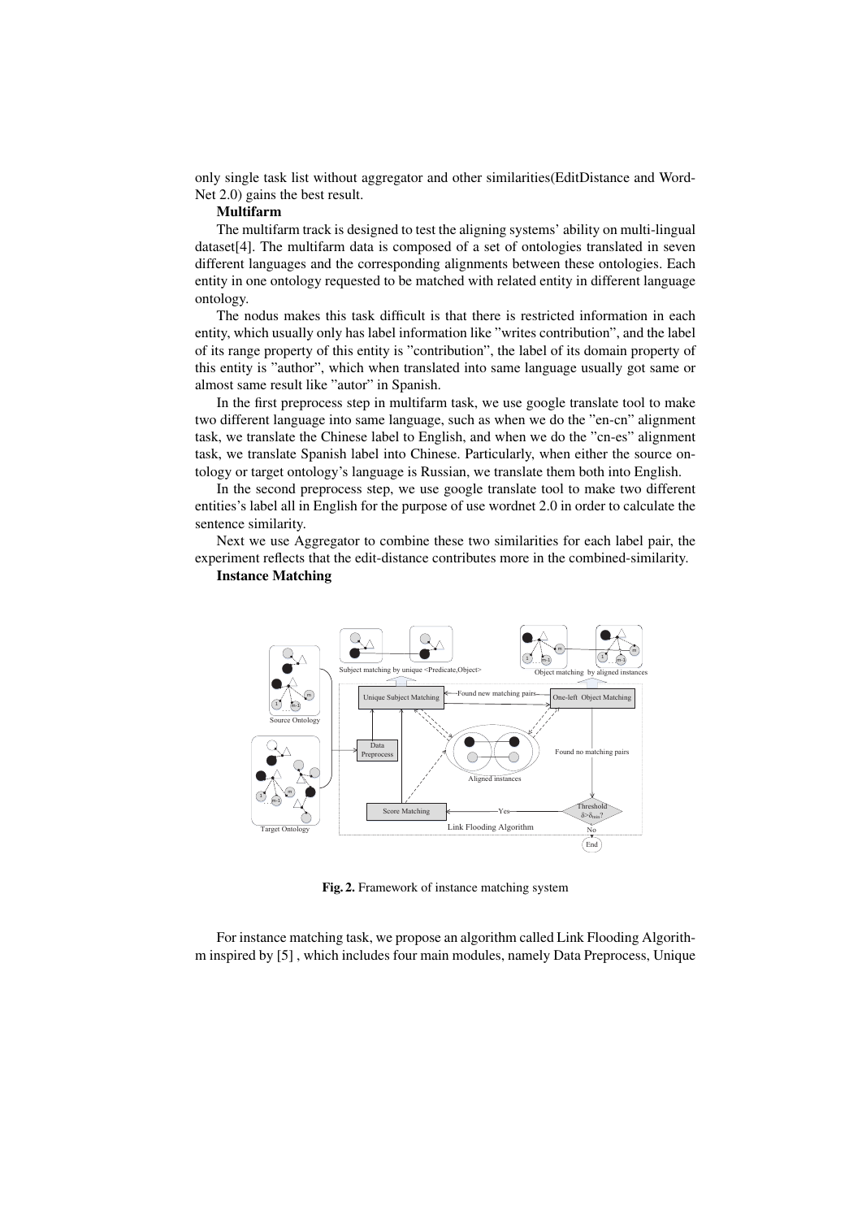only single task list without aggregator and other similarities(EditDistance and WordNet 2.0) gains the best result.

**Multifarm**

The multifarm track is designed to test the aligning systems' ability on multi-lingual dataset[4]. The multifarm data is composed of a set of ontologies translated in seven different languages and the corresponding alignments between these ontologies. Each entity in one ontology requested to be matched with related entity in different language ontology.

The nodus makes this task difficult is that there is restricted information in each entity, which usually only has label information like "writes contribution", and the label of its range property of this entity is "contribution", the label of its domain property of this entity is "author", which when translated into same language usually got same or almost same result like "autor" in Spanish.

In the first preprocess step in multifarm task, we use google translate tool to make two different language into same language, such as when we do the "en-cn" alignment task, we translate the Chinese label to English, and when we do the "cn-es" alignment task, we translate Spanish label into Chinese. Particularly, when either the source ontology or target ontology's language is Russian, we translate them both into English.

In the second preprocess step, we use google translate tool to make two different entities's label all in English for the purpose of use wordnet 2.0 in order to calculate the sentence similarity.

Next we use Aggregator to combine these two similarities for each label pair, the experiment reflects that the edit-distance contributes more in the combined-similarity.

**Instance Matching**

**Fig. 2.** Framework of instance matching system

For instance matching task, we propose an algorithm called Link Flooding Algorithm inspired by [5] , which includes four main modules, namely Data Preprocess, Unique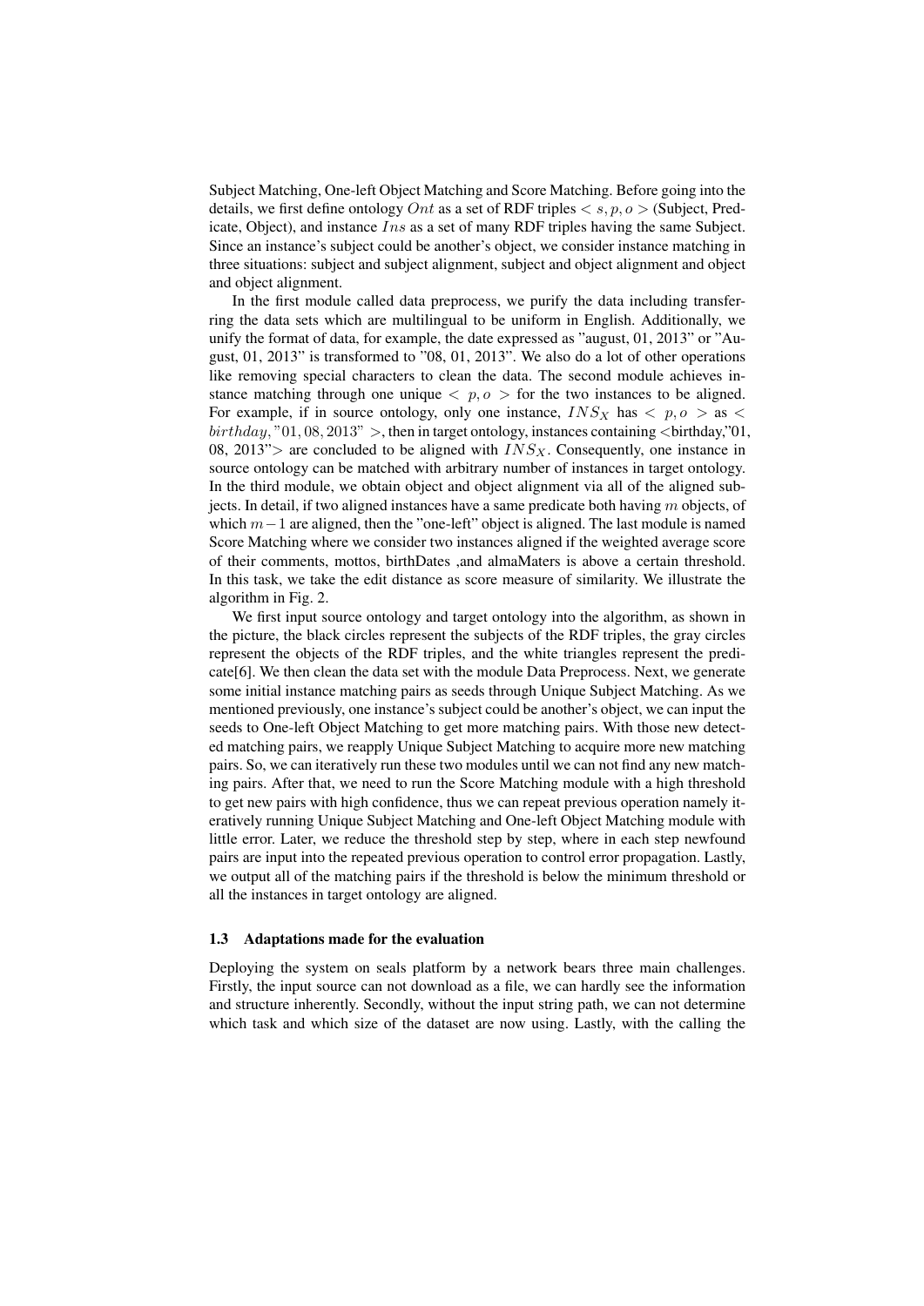Subject Matching, One-left Object Matching and Score Matching. Before going into the details, we first define ontology $Ont$ as a set of RDF triples $< s, p, o >$ (Subject, Predicate, Object), and instance $Ins$ as a set of many RDF triples having the same Subject. Since an instance's subject could be another's object, we consider instance matching in three situations: subject and subject alignment, subject and object alignment and object and object alignment.

In the first module called data preprocess, we purify the data including transferring the data sets which are multilingual to be uniform in English. Additionally, we unify the format of data, for example, the date expressed as "august, 01, 2013" or "August, 01, 2013" is transformed to "08, 01, 2013". We also do a lot of other operations like removing special characters to clean the data. The second module achieves instance matching through one unique $< p, o >$ for the two instances to be aligned. For example, if in source ontology, only one instance, $INS_X$ has $< p, o >$ as $< birthday, "01, 08, 2013" >$, then in target ontology, instances containing <birthday,"01, 08, 2013"> are concluded to be aligned with $INS_X$. Consequently, one instance in source ontology can be matched with arbitrary number of instances in target ontology. In the third module, we obtain object and object alignment via all of the aligned subjects. In detail, if two aligned instances have a same predicate both having $m$ objects, of which $m-1$ are aligned, then the "one-left" object is aligned. The last module is named Score Matching where we consider two instances aligned if the weighted average score of their comments, mottos, birthDates ,and almaMaters is above a certain threshold. In this task, we take the edit distance as score measure of similarity. We illustrate the algorithm in Fig. 2.

We first input source ontology and target ontology into the algorithm, as shown in the picture, the black circles represent the subjects of the RDF triples, the gray circles represent the objects of the RDF triples, and the white triangles represent the predicate[6]. We then clean the data set with the module Data Preprocess. Next, we generate some initial instance matching pairs as seeds through Unique Subject Matching. As we mentioned previously, one instance's subject could be another's object, we can input the seeds to One-left Object Matching to get more matching pairs. With those new detected matching pairs, we reapply Unique Subject Matching to acquire more new matching pairs. So, we can iteratively run these two modules until we can not find any new matching pairs. After that, we need to run the Score Matching module with a high threshold to get new pairs with high confidence, thus we can repeat previous operation namely iteratively running Unique Subject Matching and One-left Object Matching module with little error. Later, we reduce the threshold step by step, where in each step newfound pairs are input into the repeated previous operation to control error propagation. Lastly, we output all of the matching pairs if the threshold is below the minimum threshold or all the instances in target ontology are aligned.

### 1.3 Adaptations made for the evaluation

Deploying the system on seals platform by a network bears three main challenges. Firstly, the input source can not download as a file, we can hardly see the information and structure inherently. Secondly, without the input string path, we can not determine which task and which size of the dataset are now using. Lastly, with the calling the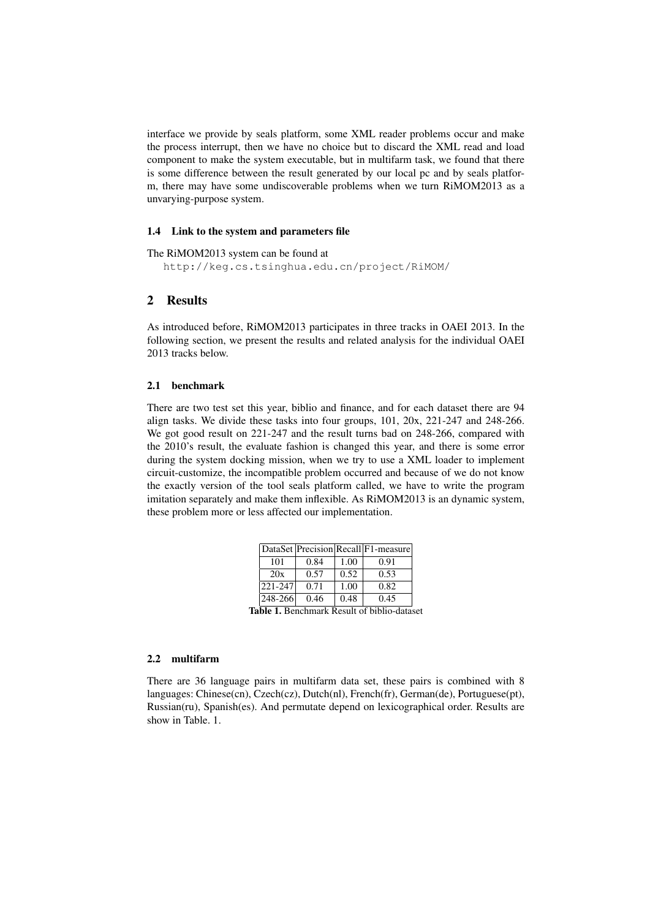interface we provide by seals platform, some XML reader problems occur and make the process interrupt, then we have no choice but to discard the XML read and load component to make the system executable, but in multifarm task, we found that there is some difference between the result generated by our local pc and by seals platform, there may have some undiscoverable problems when we turn RiMOM2013 as a unvarying-purpose system.

### 1.4 Link to the system and parameters file

The RiMOM2013 system can be found at

```
http://keg.cs.tsinghua.edu.cn/project/RiMOM/
```

## 2 Results

As introduced before, RiMOM2013 participates in three tracks in OAEI 2013. In the following section, we present the results and related analysis for the individual OAEI 2013 tracks below.

### 2.1 benchmark

There are two test set this year, biblio and finance, and for each dataset there are 94 align tasks. We divide these tasks into four groups, 101, 20x, 221-247 and 248-266. We got good result on 221-247 and the result turns bad on 248-266, compared with the 2010's result, the evaluate fashion is changed this year, and there is some error during the system docking mission, when we try to use a XML loader to implement circuit-customize, the incompatible problem occurred and because of we do not know the exactly version of the tool seals platform called, we have to write the program imitation separately and make them inflexible. As RiMOM2013 is an dynamic system, these problem more or less affected our implementation.

| DataSet | Precision | Recall | F1-measure |
|---|---|---|---|
| 101 | 0.84 | 1.00 | 0.91 |
| 20x | 0.57 | 0.52 | 0.53 |
| 221-247 | 0.71 | 1.00 | 0.82 |
| 248-266 | 0.46 | 0.48 | 0.45 |

**Table 1.** Benchmark Result of biblio-dataset

### 2.2 multifarm

There are 36 language pairs in multifarm data set, these pairs is combined with 8 languages: Chinese(cn), Czech(cz), Dutch(nl), French(fr), German(de), Portuguese(pt), Russian(ru), Spanish(es). And permutate depend on lexicographical order. Results are show in Table. 1.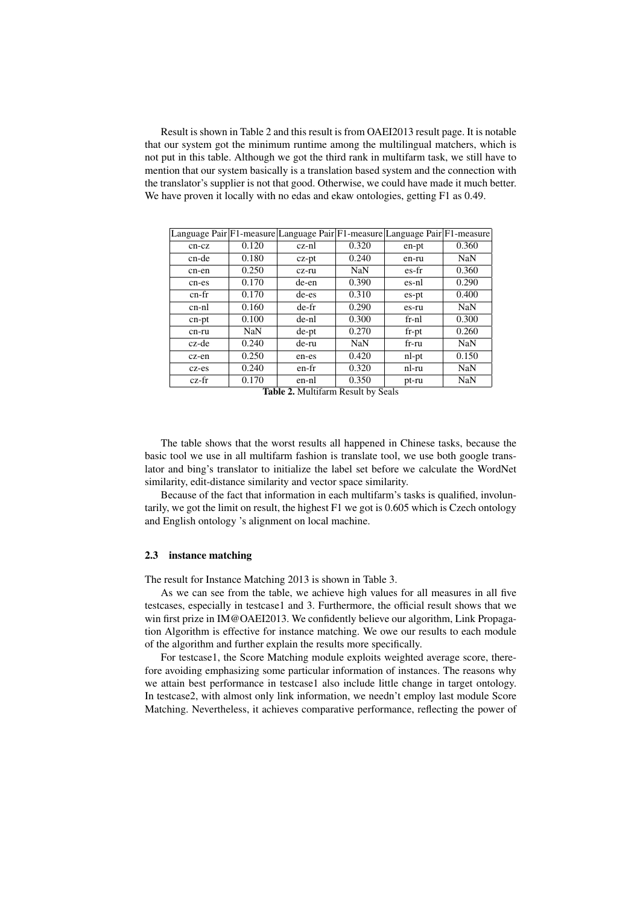Result is shown in Table 2 and this result is from OAEI2013 result page. It is notable that our system got the minimum runtime among the multilingual matchers, which is not put in this table. Although we got the third rank in multifarm task, we still have to mention that our system basically is a translation based system and the connection with the translator's supplier is not that good. Otherwise, we could have made it much better. We have proven it locally with no edas and ekaw ontologies, getting F1 as 0.49.

| Language Pair | F1-measure | Language Pair | F1-measure | Language Pair | F1-measure |
|---|---|---|---|---|---|
| cn-cz | 0.120 | cz-nl | 0.320 | en-pt | 0.360 |
| cn-de | 0.180 | cz-pt | 0.240 | en-ru | NaN |
| cn-en | 0.250 | cz-ru | NaN | es-fr | 0.360 |
| cn-es | 0.170 | de-en | 0.390 | es-nl | 0.290 |
| cn-fr | 0.170 | de-es | 0.310 | es-pt | 0.400 |
| cn-nl | 0.160 | de-fr | 0.290 | es-ru | NaN |
| cn-pt | 0.100 | de-nl | 0.300 | fr-nl | 0.300 |
| cn-ru | NaN | de-pt | 0.270 | fr-pt | 0.260 |
| cz-de | 0.240 | de-ru | NaN | fr-ru | NaN |
| cz-en | 0.250 | en-es | 0.420 | nl-pt | 0.150 |
| cz-es | 0.240 | en-fr | 0.320 | nl-ru | NaN |
| cz-fr | 0.170 | en-nl | 0.350 | pt-ru | NaN |

**Table 2.** Multifarm Result by Seals

The table shows that the worst results all happened in Chinese tasks, because the basic tool we use in all multifarm fashion is translate tool, we use both google translator and bing's translator to initialize the label set before we calculate the WordNet similarity, edit-distance similarity and vector space similarity.

Because of the fact that information in each multifarm's tasks is qualified, involuntarily, we got the limit on result, the highest F1 we got is 0.605 which is Czech ontology and English ontology 's alignment on local machine.

### 2.3 instance matching

The result for Instance Matching 2013 is shown in Table 3.

As we can see from the table, we achieve high values for all measures in all five testcases, especially in testcase1 and 3. Furthermore, the official result shows that we win first prize in IM@OAEI2013. We confidently believe our algorithm, Link Propagation Algorithm is effective for instance matching. We owe our results to each module of the algorithm and further explain the results more specifically.

For testcase1, the Score Matching module exploits weighted average score, therefore avoiding emphasizing some particular information of instances. The reasons why we attain best performance in testcase1 also include little change in target ontology. In testcase2, with almost only link information, we needn't employ last module Score Matching. Nevertheless, it achieves comparative performance, reflecting the power of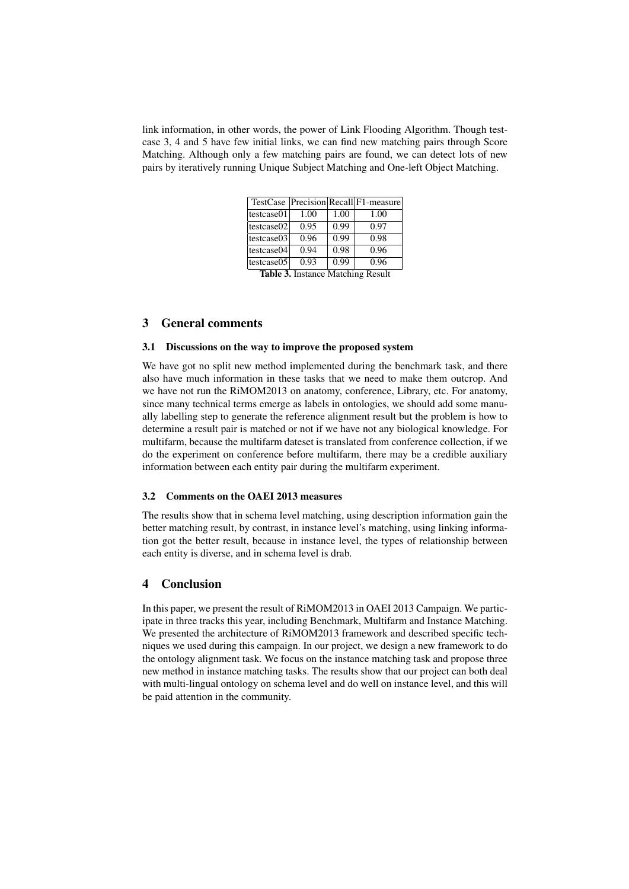link information, in other words, the power of Link Flooding Algorithm. Though test-case 3, 4 and 5 have few initial links, we can find new matching pairs through Score Matching. Although only a few matching pairs are found, we can detect lots of new pairs by iteratively running Unique Subject Matching and One-left Object Matching.

| TestCase | Precision | Recall | F1-measure |
|---|---|---|---|
| testcase01 | 1.00 | 1.00 | 1.00 |
| testcase02 | 0.95 | 0.99 | 0.97 |
| testcase03 | 0.96 | 0.99 | 0.98 |
| testcase04 | 0.94 | 0.98 | 0.96 |
| testcase05 | 0.93 | 0.99 | 0.96 |

**Table 3.** Instance Matching Result

## 3 General comments

### 3.1 Discussions on the way to improve the proposed system

We have got no split new method implemented during the benchmark task, and there also have much information in these tasks that we need to make them outcrop. And we have not run the RiMOM2013 on anatomy, conference, Library, etc. For anatomy, since many technical terms emerge as labels in ontologies, we should add some manually labelling step to generate the reference alignment result but the problem is how to determine a result pair is matched or not if we have not any biological knowledge. For multifarm, because the multifarm dateset is translated from conference collection, if we do the experiment on conference before multifarm, there may be a credible auxiliary information between each entity pair during the multifarm experiment.

### 3.2 Comments on the OAEI 2013 measures

The results show that in schema level matching, using description information gain the better matching result, by contrast, in instance level's matching, using linking information got the better result, because in instance level, the types of relationship between each entity is diverse, and in schema level is drab.

## 4 Conclusion

In this paper, we present the result of RiMOM2013 in OAEI 2013 Campaign. We participate in three tracks this year, including Benchmark, Multifarm and Instance Matching. We presented the architecture of RiMOM2013 framework and described specific techniques we used during this campaign. In our project, we design a new framework to do the ontology alignment task. We focus on the instance matching task and propose three new method in instance matching tasks. The results show that our project can both deal with multi-lingual ontology on schema level and do well on instance level, and this will be paid attention in the community.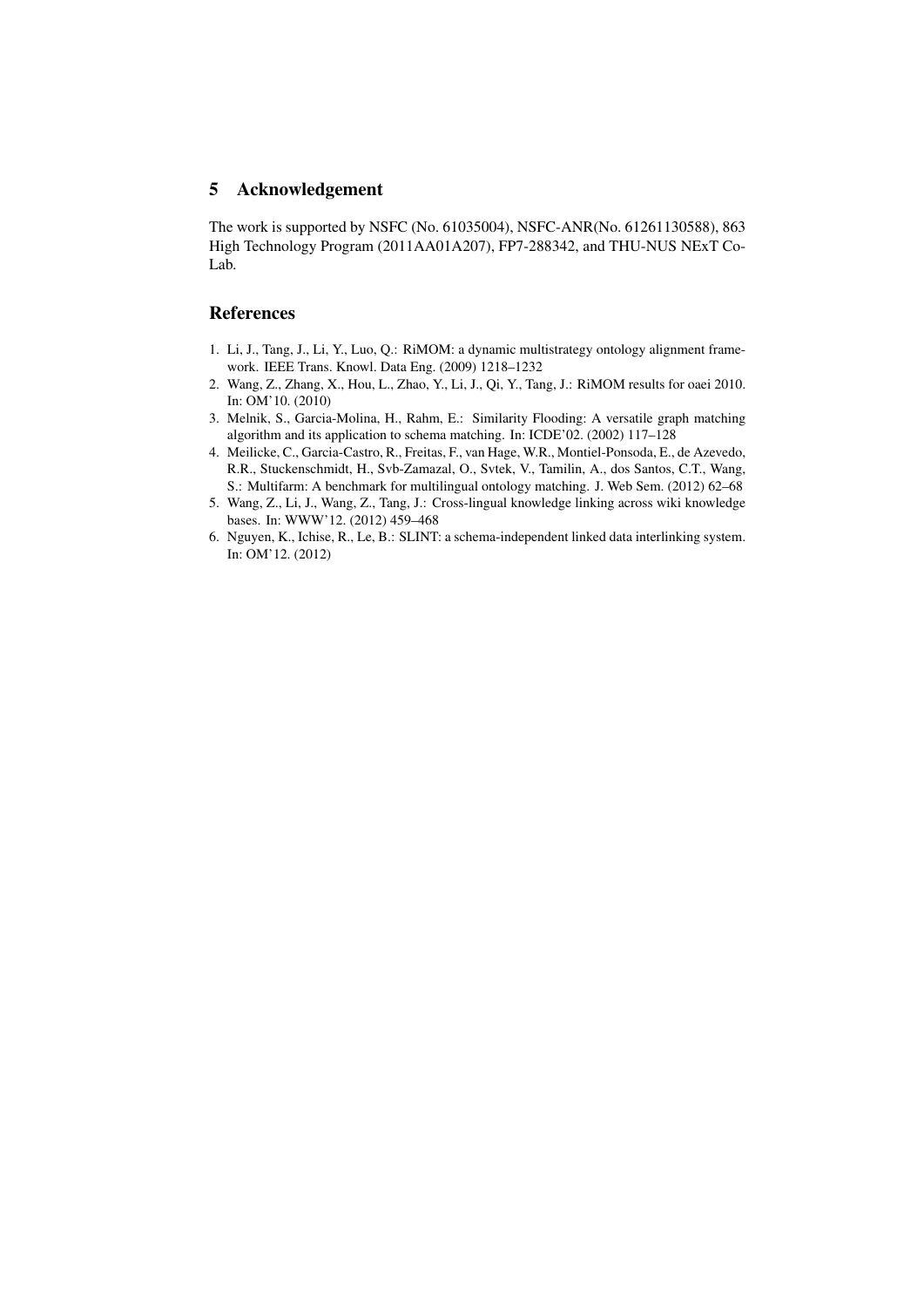## 5 Acknowledgement

The work is supported by NSFC (No. 61035004), NSFC-ANR(No. 61261130588), 863 High Technology Program (2011AA01A207), FP7-288342, and THU-NUS NExT Co-Lab.

## References

1. Li, J., Tang, J., Li, Y., Luo, Q.: RiMOM: a dynamic multistrategy ontology alignment framework. IEEE Trans. Knowl. Data Eng. (2009) 1218–1232
2. Wang, Z., Zhang, X., Hou, L., Zhao, Y., Li, J., Qi, Y., Tang, J.: RiMOM results for oaei 2010. In: OM'10. (2010)
3. Melnik, S., Garcia-Molina, H., Rahm, E.: Similarity Flooding: A versatile graph matching algorithm and its application to schema matching. In: ICDE'02. (2002) 117–128
4. Meilicke, C., Garcia-Castro, R., Freitas, F., van Hage, W.R., Montiel-Ponsoda, E., de Azevedo, R.R., Stuckenschmidt, H., Svb-Zamazal, O., Svtek, V., Tamilin, A., dos Santos, C.T., Wang, S.: Multifarm: A benchmark for multilingual ontology matching. J. Web Sem. (2012) 62–68
5. Wang, Z., Li, J., Wang, Z., Tang, J.: Cross-lingual knowledge linking across wiki knowledge bases. In: WWW'12. (2012) 459–468
6. Nguyen, K., Ichise, R., Le, B.: SLINT: a schema-independent linked data interlinking system. In: OM'12. (2012)